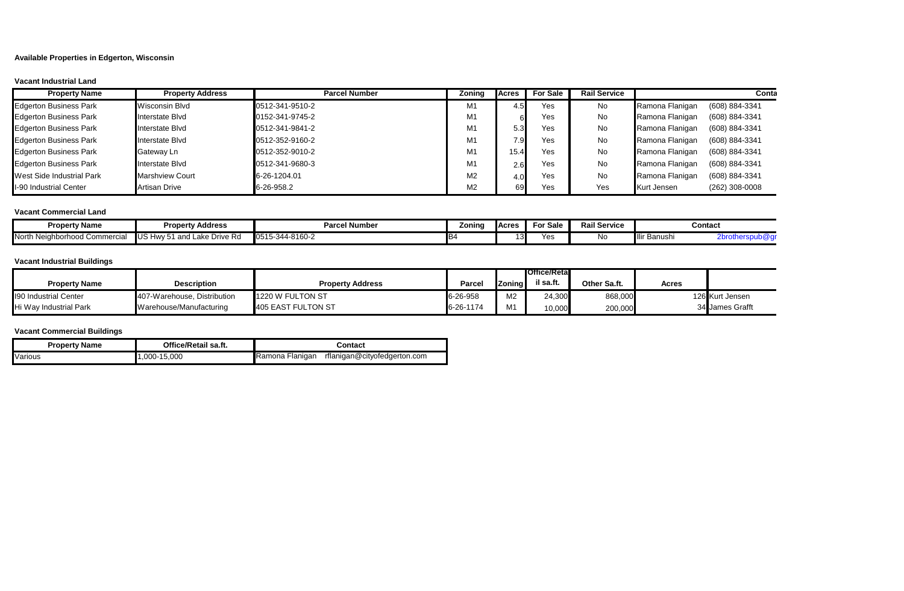**Available Properties in Edgerton, Wisconsin**

**Vacant Industrial Land**

| Property Name | Property Address | Parcel Number | Zoning | Acres | For Sale | Rail Service | Conta | |
|---|---|---|---|---|---|---|---|---|
| Edgerton Business Park | Wisconsin Blvd | 0512-341-9510-2 | M1 | 4.5 | Yes | No | Ramona Flanigan | (608) 884-3341 |
| Edgerton Business Park | Interstate Blvd | 0152-341-9745-2 | M1 | 6 | Yes | No | Ramona Flanigan | (608) 884-3341 |
| Edgerton Business Park | Interstate Blvd | 0512-341-9841-2 | M1 | 5.3 | Yes | No | Ramona Flanigan | (608) 884-3341 |
| Edgerton Business Park | Interstate Blvd | 0512-352-9160-2 | M1 | 7.9 | Yes | No | Ramona Flanigan | (608) 884-3341 |
| Edgerton Business Park | Gateway Ln | 0512-352-9010-2 | M1 | 15.4 | Yes | No | Ramona Flanigan | (608) 884-3341 |
| Edgerton Business Park | Interstate Blvd | 0512-341-9680-3 | M1 | 2.6 | Yes | No | Ramona Flanigan | (608) 884-3341 |
| West Side Industrial Park | Marshview Court | 6-26-1204.01 | M2 | 4.0 | Yes | No | Ramona Flanigan | (608) 884-3341 |
| I-90 Industrial Center | Artisan Drive | 6-26-958.2 | M2 | 69 | Yes | Yes | Kurt Jensen | (262) 308-0008 |

**Vacant Commercial Land**

| Property Name | Property Address | Parcel Number | Zoning | Acres | For Sale | Rail Service | Contact | |
|---|---|---|---|---|---|---|---|---|
| North Neighborhood Commercial | US Hwy 51 and Lake Drive Rd | 0515-344-8160-2 | B4 | 13 | Yes | No | Ilir Banushi | 2brotherspub@gr |

**Vacant Industrial Buildings**

| Property Name | Description | Property Address | Parcel | Zoning | Office/Retail sa.ft. | Other Sa.ft. | Acres | |
|---|---|---|---|---|---|---|---|---|
| I90 Industrial Center | 407-Warehouse, Distribution | 1220 W FULTON ST | 6-26-958 | M2 | 24,300 | 868,000 | 126 | Kurt Jensen |
| Hi Way Industrial Park | Warehouse/Manufacturing | 405 EAST FULTON ST | 6-26-1174 | M1 | 10,000 | 200,000 | 34 | James Grafft |

**Vacant Commercial Buildings**

| Property Name | Office/Retail sa.ft. | Contact |
|---|---|---|
| Various | 1,000-15,000 | Ramona Flanigan rflanigan@cityofedgerton.com |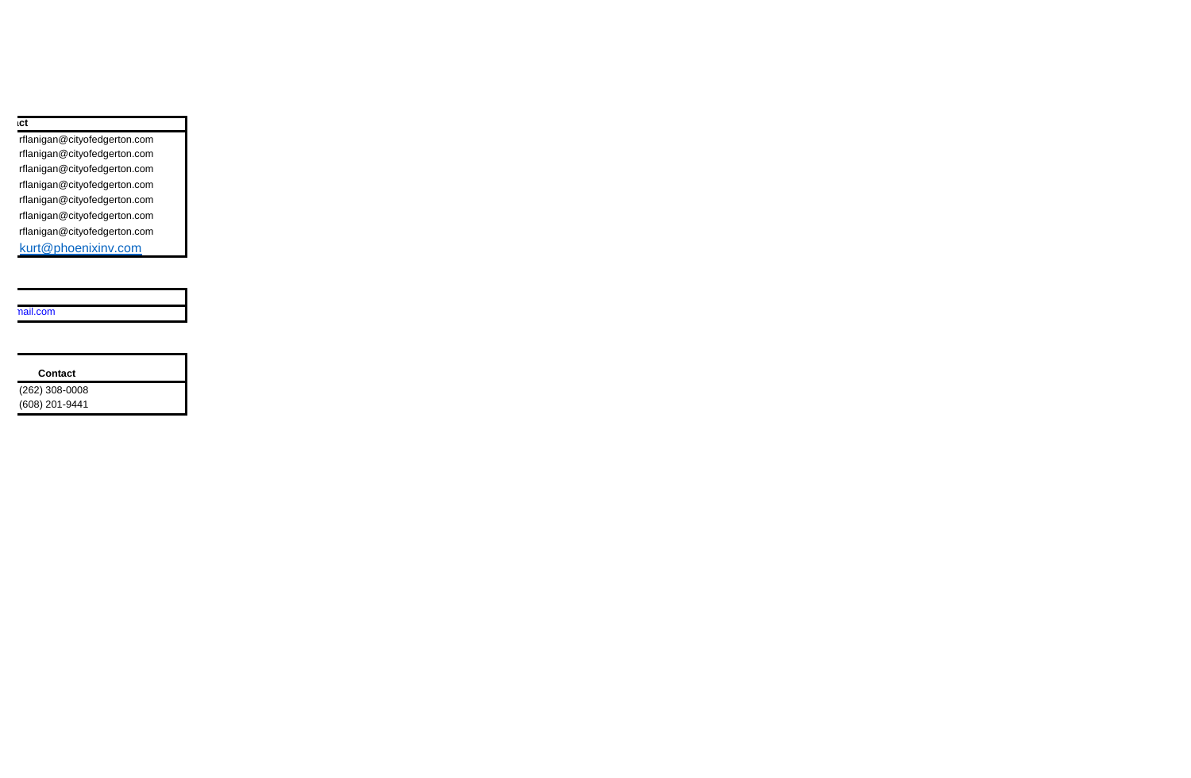| ct |
| --- |
| rflanigan@cityofedgerton.com |
| rflanigan@cityofedgerton.com |
| rflanigan@cityofedgerton.com |
| rflanigan@cityofedgerton.com |
| rflanigan@cityofedgerton.com |
| rflanigan@cityofedgerton.com |
| rflanigan@cityofedgerton.com |
| kurt@phoenixinv.com |

| |
| --- |
| nail.com |

| Contact |
| --- |
| (262) 308-0008 |
| (608) 201-9441 |